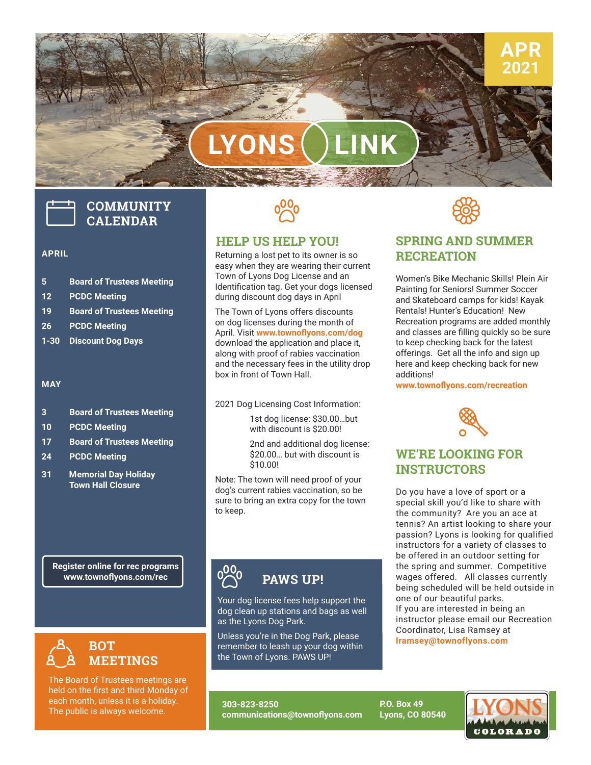# LYONS LINK

APR 2021

## COMMUNITY CALENDAR

### APRIL

| | |
|---|---|
| 5 | Board of Trustees Meeting |
| 12 | PCDC Meeting |
| 19 | Board of Trustees Meeting |
| 26 | PCDC Meeting |
| 1-30 | Discount Dog Days |

### MAY

| | |
|---|---|
| 3 | Board of Trustees Meeting |
| 10 | PCDC Meeting |
| 17 | Board of Trustees Meeting |
| 24 | PCDC Meeting |
| 31 | Memorial Day Holiday Town Hall Closure |

**Register online for rec programs**
**www.townoflyons.com/rec**

## BOT MEETINGS

The Board of Trustees meetings are held on the first and third Monday of each month, unless it is a holiday. The public is always welcome.

## HELP US HELP YOU!

Returning a lost pet to its owner is so easy when they are wearing their current Town of Lyons Dog License and an Identification tag. Get your dogs licensed during discount dog days in April

The Town of Lyons offers discounts on dog licenses during the month of April. Visit **www.townoflyons.com/dog** download the application and place it, along with proof of rabies vaccination and the necessary fees in the utility drop box in front of Town Hall.

2021 Dog Licensing Cost Information:

1st dog license: $30.00…but with discount is $20.00!

2nd and additional dog license: $20.00… but with discount is $10.00!

Note: The town will need proof of your dog's current rabies vaccination, so be sure to bring an extra copy for the town to keep.

## PAWS UP!

Your dog license fees help support the dog clean up stations and bags as well as the Lyons Dog Park.

Unless you're in the Dog Park, please remember to leash up your dog within the Town of Lyons. PAWS UP!

## SPRING AND SUMMER RECREATION

Women's Bike Mechanic Skills! Plein Air Painting for Seniors! Summer Soccer and Skateboard camps for kids! Kayak Rentals! Hunter's Education! New Recreation programs are added monthly and classes are filling quickly so be sure to keep checking back for the latest offerings. Get all the info and sign up here and keep checking back for new additions!
**www.townoflyons.com/recreation**

## WE'RE LOOKING FOR INSTRUCTORS

Do you have a love of sport or a special skill you'd like to share with the community? Are you an ace at tennis? An artist looking to share your passion? Lyons is looking for qualified instructors for a variety of classes to be offered in an outdoor setting for the spring and summer. Competitive wages offered. All classes currently being scheduled will be held outside in one of our beautiful parks.
If you are interested in being an instructor please email our Recreation Coordinator, Lisa Ramsey at **lramsey@townoflyons.com**

**303-823-8250**
**communications@townoflyons.com**

**P.O. Box 49**
**Lyons, CO 80540**

LYONS COLORADO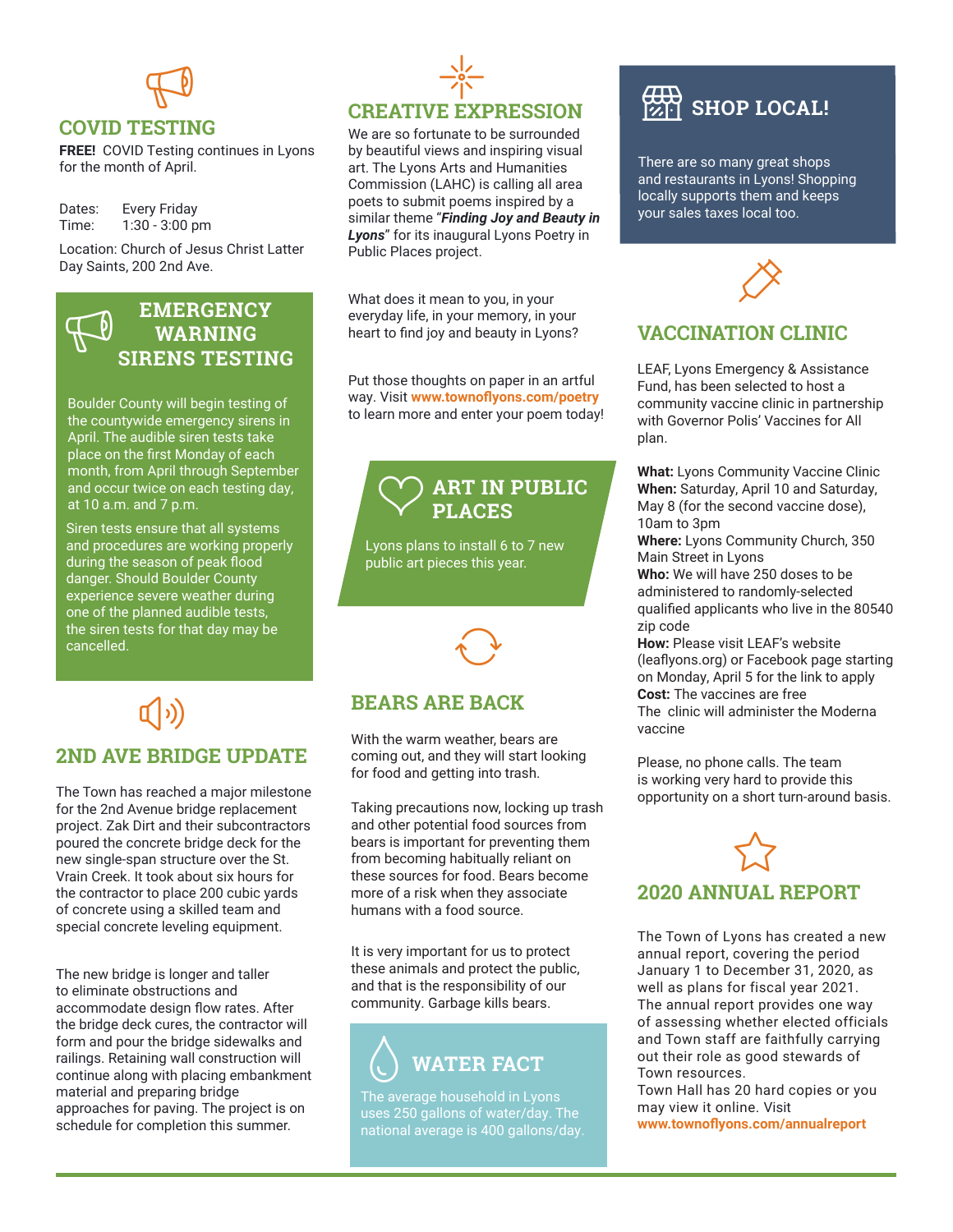## COVID TESTING

**FREE!** COVID Testing continues in Lyons for the month of April.

Dates: Every Friday
Time: 1:30 - 3:00 pm

Location: Church of Jesus Christ Latter Day Saints, 200 2nd Ave.

## EMERGENCY WARNING SIRENS TESTING

Boulder County will begin testing of the countywide emergency sirens in April. The audible siren tests take place on the first Monday of each month, from April through September and occur twice on each testing day, at 10 a.m. and 7 p.m.

Siren tests ensure that all systems and procedures are working properly during the season of peak flood danger. Should Boulder County experience severe weather during one of the planned audible tests, the siren tests for that day may be cancelled.

## 2ND AVE BRIDGE UPDATE

The Town has reached a major milestone for the 2nd Avenue bridge replacement project. Zak Dirt and their subcontractors poured the concrete bridge deck for the new single-span structure over the St. Vrain Creek. It took about six hours for the contractor to place 200 cubic yards of concrete using a skilled team and special concrete leveling equipment.

The new bridge is longer and taller to eliminate obstructions and accommodate design flow rates. After the bridge deck cures, the contractor will form and pour the bridge sidewalks and railings. Retaining wall construction will continue along with placing embankment material and preparing bridge approaches for paving. The project is on schedule for completion this summer.

## CREATIVE EXPRESSION

We are so fortunate to be surrounded by beautiful views and inspiring visual art. The Lyons Arts and Humanities Commission (LAHC) is calling all area poets to submit poems inspired by a similar theme "***Finding Joy and Beauty in Lyons***" for its inaugural Lyons Poetry in Public Places project.

What does it mean to you, in your everyday life, in your memory, in your heart to find joy and beauty in Lyons?

Put those thoughts on paper in an artful way. Visit **www.townoflyons.com/poetry** to learn more and enter your poem today!

## ART IN PUBLIC PLACES

Lyons plans to install 6 to 7 new public art pieces this year.

## BEARS ARE BACK

With the warm weather, bears are coming out, and they will start looking for food and getting into trash.

Taking precautions now, locking up trash and other potential food sources from bears is important for preventing them from becoming habitually reliant on these sources for food. Bears become more of a risk when they associate humans with a food source.

It is very important for us to protect these animals and protect the public, and that is the responsibility of our community. Garbage kills bears.

## WATER FACT

The average household in Lyons uses 250 gallons of water/day. The national average is 400 gallons/day.

## SHOP LOCAL!

There are so many great shops and restaurants in Lyons! Shopping locally supports them and keeps your sales taxes local too.

## VACCINATION CLINIC

LEAF, Lyons Emergency & Assistance Fund, has been selected to host a community vaccine clinic in partnership with Governor Polis' Vaccines for All plan.

**What:** Lyons Community Vaccine Clinic
**When:** Saturday, April 10 and Saturday, May 8 (for the second vaccine dose), 10am to 3pm
**Where:** Lyons Community Church, 350 Main Street in Lyons
**Who:** We will have 250 doses to be administered to randomly-selected qualified applicants who live in the 80540 zip code
**How:** Please visit LEAF's website (leaflyons.org) or Facebook page starting on Monday, April 5 for the link to apply
**Cost:** The vaccines are free
The clinic will administer the Moderna vaccine

Please, no phone calls. The team is working very hard to provide this opportunity on a short turn-around basis.

## 2020 ANNUAL REPORT

The Town of Lyons has created a new annual report, covering the period January 1 to December 31, 2020, as well as plans for fiscal year 2021. The annual report provides one way of assessing whether elected officials and Town staff are faithfully carrying out their role as good stewards of Town resources.
Town Hall has 20 hard copies or you may view it online. Visit **www.townoflyons.com/annualreport**